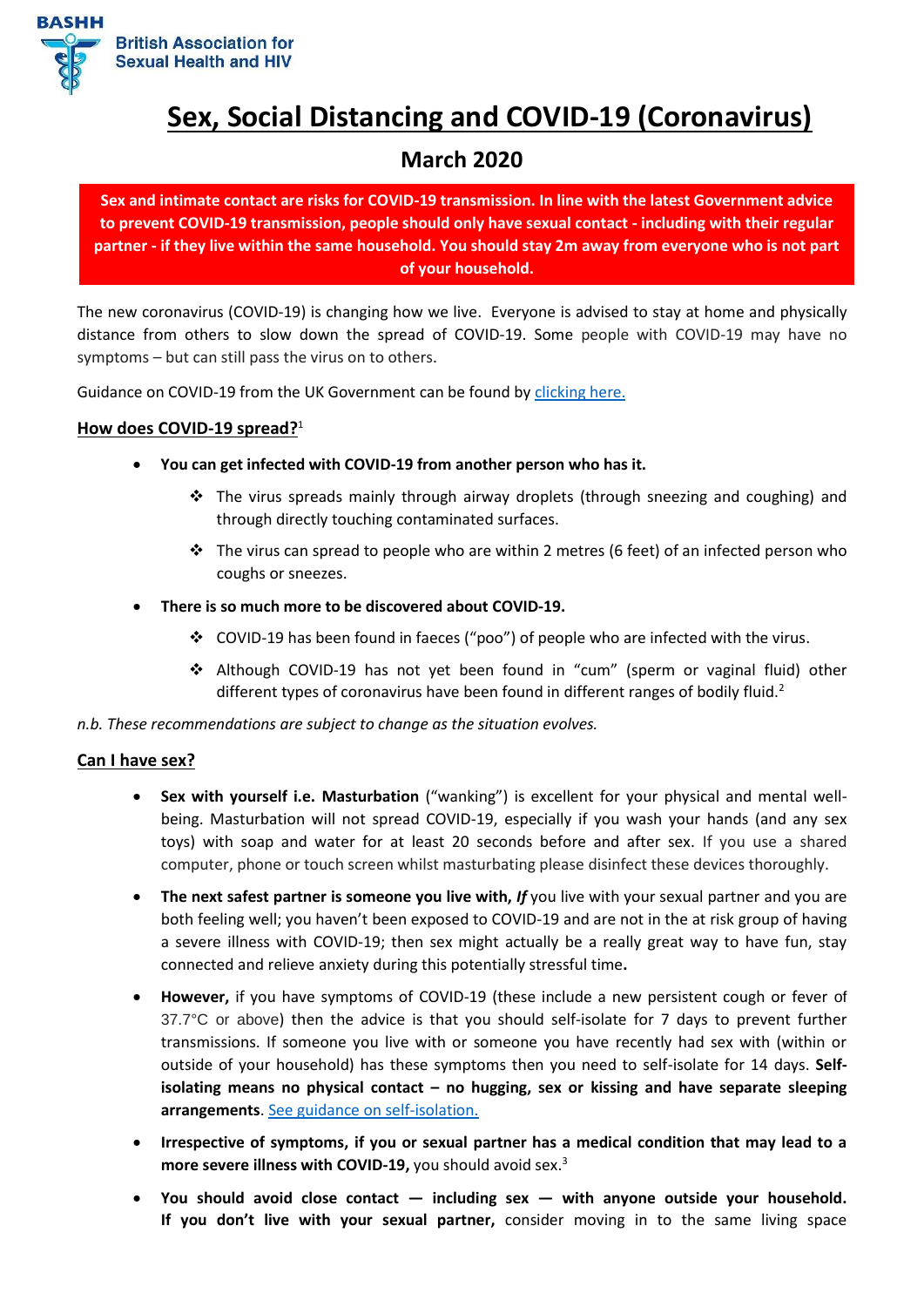BASHH

British Association for Sexual Health and HIV

# Sex, Social Distancing and COVID-19 (Coronavirus)

## March 2020

**Sex and intimate contact are risks for COVID-19 transmission. In line with the latest Government advice to prevent COVID-19 transmission, people should only have sexual contact - including with their regular partner - if they live within the same household. You should stay 2m away from everyone who is not part of your household.**

The new coronavirus (COVID-19) is changing how we live. Everyone is advised to stay at home and physically distance from others to slow down the spread of COVID-19. Some people with COVID-19 may have no symptoms – but can still pass the virus on to others.

Guidance on COVID-19 from the UK Government can be found by [clicking here.]()

### How does COVID-19 spread?[1]

- **You can get infected with COVID-19 from another person who has it.**
  - The virus spreads mainly through airway droplets (through sneezing and coughing) and through directly touching contaminated surfaces.
  - The virus can spread to people who are within 2 metres (6 feet) of an infected person who coughs or sneezes.
- **There is so much more to be discovered about COVID-19.**
  - COVID-19 has been found in faeces ("poo") of people who are infected with the virus.
  - Although COVID-19 has not yet been found in "cum" (sperm or vaginal fluid) other different types of coronavirus have been found in different ranges of bodily fluid.[2]

*n.b. These recommendations are subject to change as the situation evolves.*

### Can I have sex?

- **Sex with yourself i.e. Masturbation** ("wanking") is excellent for your physical and mental well-being. Masturbation will not spread COVID-19, especially if you wash your hands (and any sex toys) with soap and water for at least 20 seconds before and after sex. If you use a shared computer, phone or touch screen whilst masturbating please disinfect these devices thoroughly.
- **The next safest partner is someone you live with, *If*** you live with your sexual partner and you are both feeling well; you haven't been exposed to COVID-19 and are not in the at risk group of having a severe illness with COVID-19; then sex might actually be a really great way to have fun, stay connected and relieve anxiety during this potentially stressful time**.**
- **However,** if you have symptoms of COVID-19 (these include a new persistent cough or fever of 37.7°C or above) then the advice is that you should self-isolate for 7 days to prevent further transmissions. If someone you live with or someone you have recently had sex with (within or outside of your household) has these symptoms then you need to self-isolate for 14 days. **Self-isolating means no physical contact – no hugging, sex or kissing and have separate sleeping arrangements**. [See guidance on self-isolation.]()
- **Irrespective of symptoms, if you or sexual partner has a medical condition that may lead to a more severe illness with COVID-19,** you should avoid sex.[3]
- **You should avoid close contact — including sex — with anyone outside your household. If you don't live with your sexual partner,** consider moving in to the same living space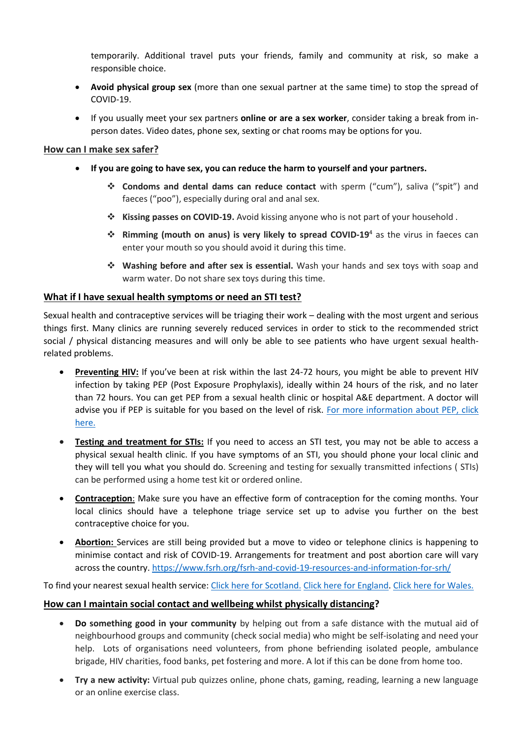temporarily. Additional travel puts your friends, family and community at risk, so make a responsible choice.

- **Avoid physical group sex** (more than one sexual partner at the same time) to stop the spread of COVID-19.
- If you usually meet your sex partners **online or are a sex worker**, consider taking a break from in-person dates. Video dates, phone sex, sexting or chat rooms may be options for you.

## How can I make sex safer?

- **If you are going to have sex, you can reduce the harm to yourself and your partners.**
    - **Condoms and dental dams can reduce contact** with sperm ("cum"), saliva ("spit") and faeces ("poo"), especially during oral and anal sex.
    - **Kissing passes on COVID-19.** Avoid kissing anyone who is not part of your household .
    - **Rimming (mouth on anus) is very likely to spread COVID-19**[4] as the virus in faeces can enter your mouth so you should avoid it during this time.
    - **Washing before and after sex is essential.** Wash your hands and sex toys with soap and warm water. Do not share sex toys during this time.

## What if I have sexual health symptoms or need an STI test?

Sexual health and contraceptive services will be triaging their work – dealing with the most urgent and serious things first. Many clinics are running severely reduced services in order to stick to the recommended strict social / physical distancing measures and will only be able to see patients who have urgent sexual health-related problems.

- **Preventing HIV:** If you've been at risk within the last 24-72 hours, you might be able to prevent HIV infection by taking PEP (Post Exposure Prophylaxis), ideally within 24 hours of the risk, and no later than 72 hours. You can get PEP from a sexual health clinic or hospital A&E department. A doctor will advise you if PEP is suitable for you based on the level of risk. For more information about PEP, click here.
- **Testing and treatment for STIs:** If you need to access an STI test, you may not be able to access a physical sexual health clinic. If you have symptoms of an STI, you should phone your local clinic and they will tell you what you should do. Screening and testing for sexually transmitted infections ( STIs) can be performed using a home test kit or ordered online.
- **Contraception**: Make sure you have an effective form of contraception for the coming months. Your local clinics should have a telephone triage service set up to advise you further on the best contraceptive choice for you.
- **Abortion:** Services are still being provided but a move to video or telephone clinics is happening to minimise contact and risk of COVID-19. Arrangements for treatment and post abortion care will vary across the country. https://www.fsrh.org/fsrh-and-covid-19-resources-and-information-for-srh/

To find your nearest sexual health service: Click here for Scotland. Click here for England. Click here for Wales.

## How can I maintain social contact and wellbeing whilst physically distancing?

- **Do something good in your community** by helping out from a safe distance with the mutual aid of neighbourhood groups and community (check social media) who might be self-isolating and need your help. Lots of organisations need volunteers, from phone befriending isolated people, ambulance brigade, HIV charities, food banks, pet fostering and more. A lot if this can be done from home too.
- **Try a new activity:** Virtual pub quizzes online, phone chats, gaming, reading, learning a new language or an online exercise class.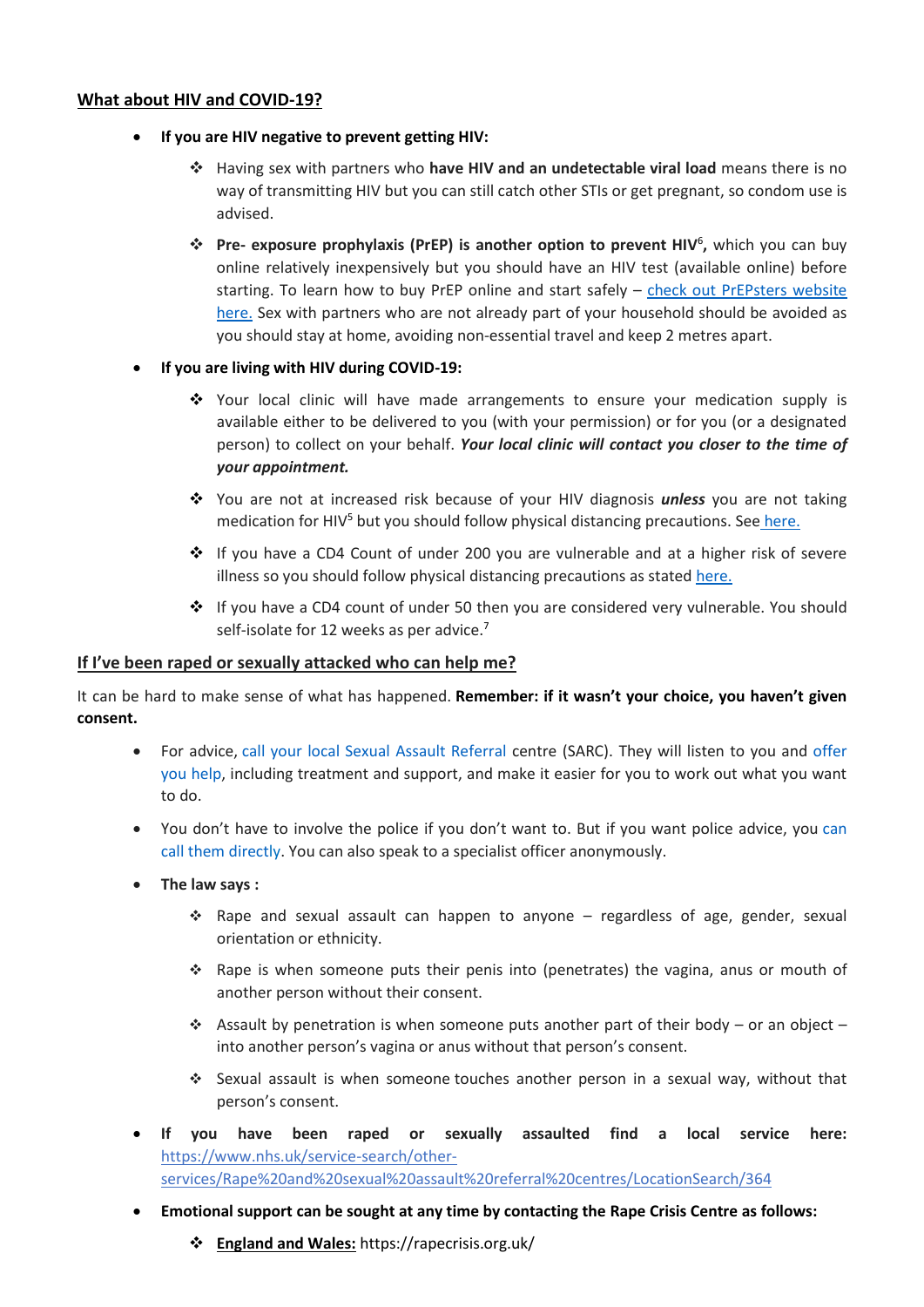## What about HIV and COVID-19?

- **If you are HIV negative to prevent getting HIV:**
  - Having sex with partners who **have HIV and an undetectable viral load** means there is no way of transmitting HIV but you can still catch other STIs or get pregnant, so condom use is advised.
  - **Pre- exposure prophylaxis (PrEP) is another option to prevent HIV**[6]**,** which you can buy online relatively inexpensively but you should have an HIV test (available online) before starting. To learn how to buy PrEP online and start safely – check out PrEPsters website here. Sex with partners who are not already part of your household should be avoided as you should stay at home, avoiding non-essential travel and keep 2 metres apart.
- **If you are living with HIV during COVID-19:**
  - Your local clinic will have made arrangements to ensure your medication supply is available either to be delivered to you (with your permission) or for you (or a designated person) to collect on your behalf. ***Your local clinic will contact you closer to the time of your appointment.***
  - You are not at increased risk because of your HIV diagnosis ***unless*** you are not taking medication for HIV[5] but you should follow physical distancing precautions. See here.
  - If you have a CD4 Count of under 200 you are vulnerable and at a higher risk of severe illness so you should follow physical distancing precautions as stated here.
  - If you have a CD4 count of under 50 then you are considered very vulnerable. You should self-isolate for 12 weeks as per advice.[7]

## If I've been raped or sexually attacked who can help me?

It can be hard to make sense of what has happened. **Remember: if it wasn't your choice, you haven't given consent.**

- For advice, call your local Sexual Assault Referral centre (SARC). They will listen to you and offer you help, including treatment and support, and make it easier for you to work out what you want to do.
- You don't have to involve the police if you don't want to. But if you want police advice, you can call them directly. You can also speak to a specialist officer anonymously.
- **The law says :**
  - Rape and sexual assault can happen to anyone – regardless of age, gender, sexual orientation or ethnicity.
  - Rape is when someone puts their penis into (penetrates) the vagina, anus or mouth of another person without their consent.
  - Assault by penetration is when someone puts another part of their body – or an object – into another person's vagina or anus without that person's consent.
  - Sexual assault is when someone touches another person in a sexual way, without that person's consent.
- **If you have been raped or sexually assaulted find a local service here:** https://www.nhs.uk/service-search/other-services/Rape%20and%20sexual%20assault%20referral%20centres/LocationSearch/364
- **Emotional support can be sought at any time by contacting the Rape Crisis Centre as follows:**
  - **England and Wales:** https://rapecrisis.org.uk/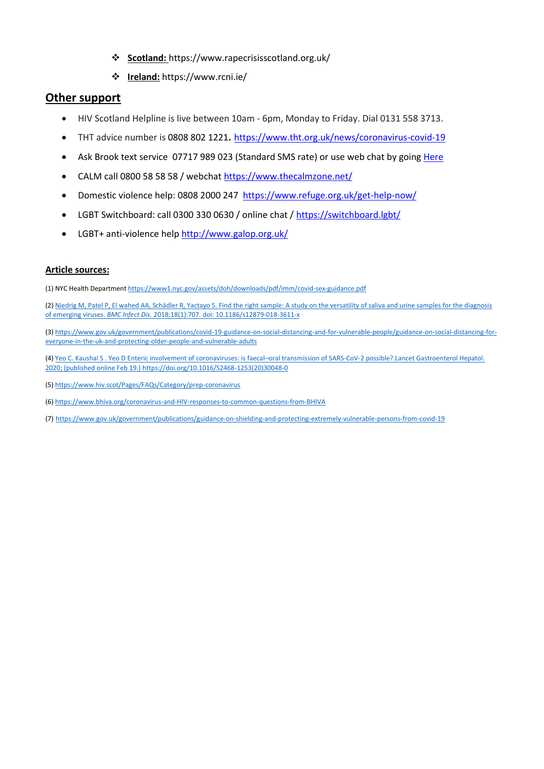- **Scotland:** https://www.rapecrisisscotland.org.uk/
- **Ireland:** https://www.rcni.ie/

## Other support

- HIV Scotland Helpline is live between 10am - 6pm, Monday to Friday. Dial 0131 558 3713.
- THT advice number is 0808 802 1221. https://www.tht.org.uk/news/coronavirus-covid-19
- Ask Brook text service 07717 989 023 (Standard SMS rate) or use web chat by going Here
- CALM call 0800 58 58 58 / webchat https://www.thecalmzone.net/
- Domestic violence help: 0808 2000 247 https://www.refuge.org.uk/get-help-now/
- LGBT Switchboard: call 0300 330 0630 / online chat / https://switchboard.lgbt/
- LGBT+ anti-violence help http://www.galop.org.uk/

**Article sources:**

(1) NYC Health Department https://www1.nyc.gov/assets/doh/downloads/pdf/imm/covid-sex-guidance.pdf

(2) Niedrig M, Patel P, El wahed AA, Schädler R, Yactayo S. Find the right sample: A study on the versatility of saliva and urine samples for the diagnosis of emerging viruses. *BMC Infect Dis.* 2018;18(1):707. doi: 10.1186/s12879-018-3611-x

(3) https://www.gov.uk/government/publications/covid-19-guidance-on-social-distancing-and-for-vulnerable-people/guidance-on-social-distancing-for-everyone-in-the-uk-and-protecting-older-people-and-vulnerable-adults

(4) Yeo C. Kaushal S . Yeo D Enteric involvement of coronaviruses: is faecal–oral transmission of SARS-CoV-2 possible?.Lancet Gastroenterol Hepatol. 2020; (published online Feb 19.) https://doi.org/10.1016/S2468-1253(20)30048-0

(5) https://www.hiv.scot/Pages/FAQs/Category/prep-coronavirus

(6) https://www.bhiva.org/coronavirus-and-HIV-responses-to-common-questions-from-BHIVA

(7) https://www.gov.uk/government/publications/guidance-on-shielding-and-protecting-extremely-vulnerable-persons-from-covid-19